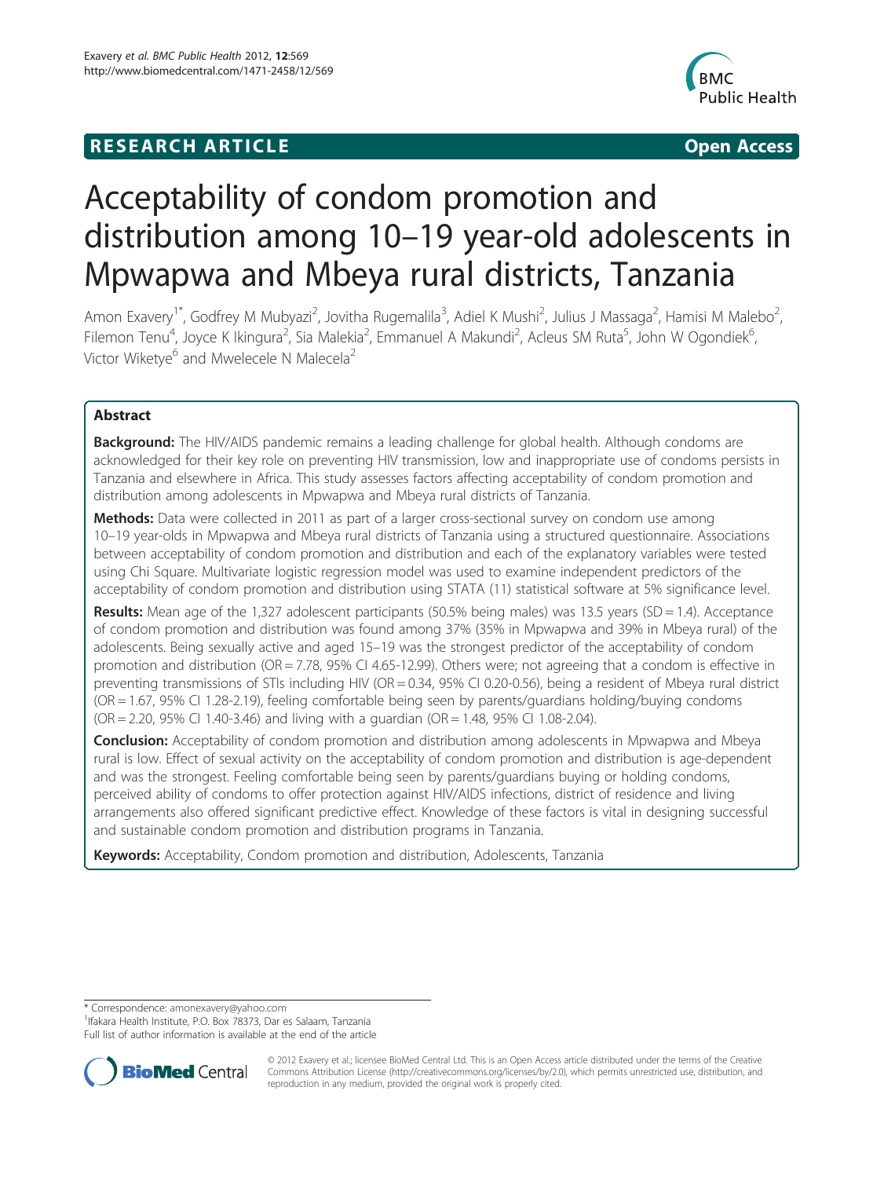RESEARCH ARTICLE Open Access

# Acceptability of condom promotion and distribution among 10–19 year-old adolescents in Mpwapwa and Mbeya rural districts, Tanzania

Amon Exavery[1*], Godfrey M Mubyazi[2], Jovitha Rugemalila[3], Adiel K Mushi[2], Julius J Massaga[2], Hamisi M Malebo[2], Filemon Tenu[4], Joyce K Ikingura[2], Sia Malekia[2], Emmanuel A Makundi[2], Acleus SM Ruta[5], John W Ogondiek[6], Victor Wiketye[6] and Mwelecele N Malecela[2]

## Abstract

**Background:** The HIV/AIDS pandemic remains a leading challenge for global health. Although condoms are acknowledged for their key role on preventing HIV transmission, low and inappropriate use of condoms persists in Tanzania and elsewhere in Africa. This study assesses factors affecting acceptability of condom promotion and distribution among adolescents in Mpwapwa and Mbeya rural districts of Tanzania.

**Methods:** Data were collected in 2011 as part of a larger cross-sectional survey on condom use among 10–19 year-olds in Mpwapwa and Mbeya rural districts of Tanzania using a structured questionnaire. Associations between acceptability of condom promotion and distribution and each of the explanatory variables were tested using Chi Square. Multivariate logistic regression model was used to examine independent predictors of the acceptability of condom promotion and distribution using STATA (11) statistical software at 5% significance level.

**Results:** Mean age of the 1,327 adolescent participants (50.5% being males) was 13.5 years (SD = 1.4). Acceptance of condom promotion and distribution was found among 37% (35% in Mpwapwa and 39% in Mbeya rural) of the adolescents. Being sexually active and aged 15–19 was the strongest predictor of the acceptability of condom promotion and distribution (OR = 7.78, 95% CI 4.65-12.99). Others were; not agreeing that a condom is effective in preventing transmissions of STIs including HIV (OR = 0.34, 95% CI 0.20-0.56), being a resident of Mbeya rural district (OR = 1.67, 95% CI 1.28-2.19), feeling comfortable being seen by parents/guardians holding/buying condoms (OR = 2.20, 95% CI 1.40-3.46) and living with a guardian (OR = 1.48, 95% CI 1.08-2.04).

**Conclusion:** Acceptability of condom promotion and distribution among adolescents in Mpwapwa and Mbeya rural is low. Effect of sexual activity on the acceptability of condom promotion and distribution is age-dependent and was the strongest. Feeling comfortable being seen by parents/guardians buying or holding condoms, perceived ability of condoms to offer protection against HIV/AIDS infections, district of residence and living arrangements also offered significant predictive effect. Knowledge of these factors is vital in designing successful and sustainable condom promotion and distribution programs in Tanzania.

**Keywords:** Acceptability, Condom promotion and distribution, Adolescents, Tanzania

* Correspondence: amonexavery@yahoo.com
[1]Ifakara Health Institute, P.O. Box 78373, Dar es Salaam, Tanzania
Full list of author information is available at the end of the article

© 2012 Exavery et al.; licensee BioMed Central Ltd. This is an Open Access article distributed under the terms of the Creative Commons Attribution License (http://creativecommons.org/licenses/by/2.0), which permits unrestricted use, distribution, and reproduction in any medium, provided the original work is properly cited.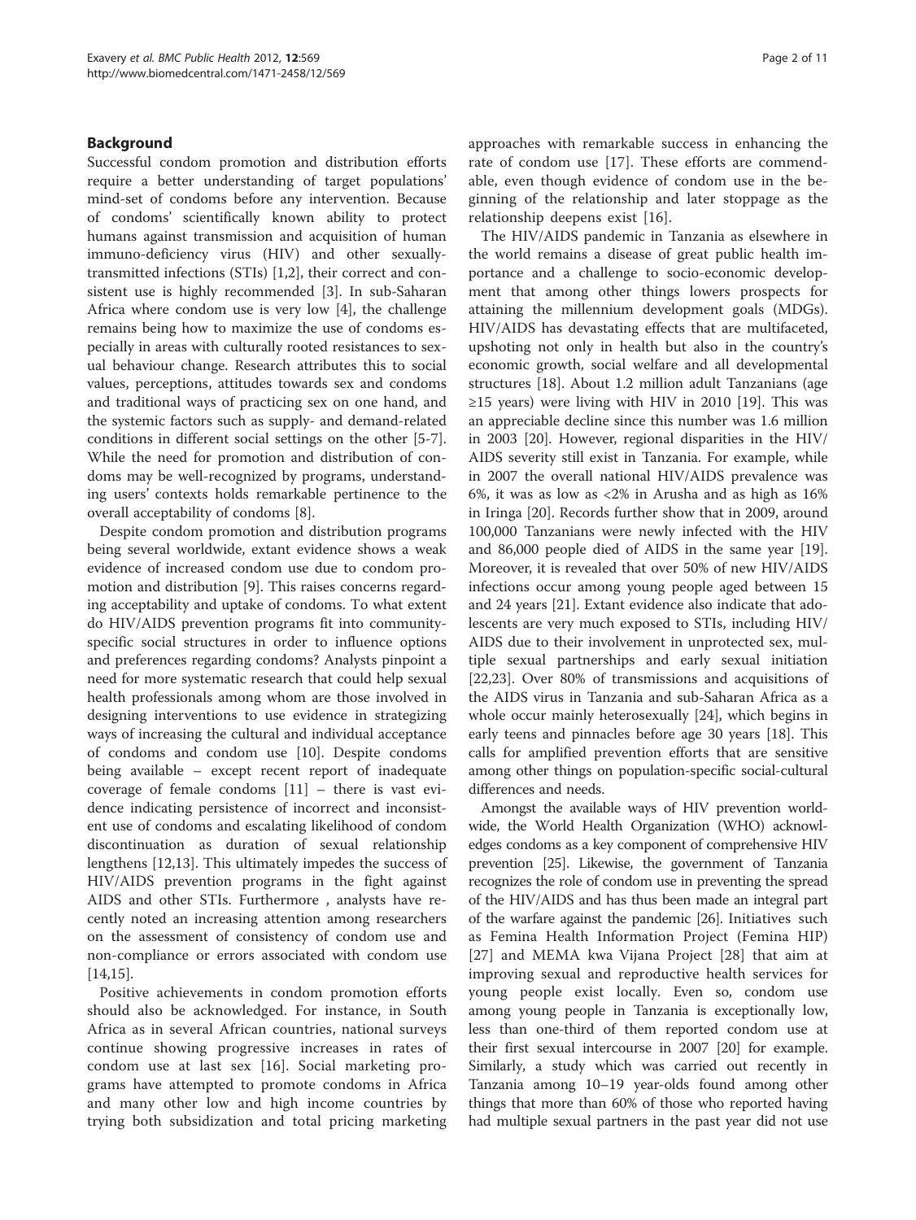## Background

Successful condom promotion and distribution efforts require a better understanding of target populations' mind-set of condoms before any intervention. Because of condoms' scientifically known ability to protect humans against transmission and acquisition of human immuno-deficiency virus (HIV) and other sexually-transmitted infections (STIs) [1,2], their correct and consistent use is highly recommended [3]. In sub-Saharan Africa where condom use is very low [4], the challenge remains being how to maximize the use of condoms especially in areas with culturally rooted resistances to sexual behaviour change. Research attributes this to social values, perceptions, attitudes towards sex and condoms and traditional ways of practicing sex on one hand, and the systemic factors such as supply- and demand-related conditions in different social settings on the other [5-7]. While the need for promotion and distribution of condoms may be well-recognized by programs, understanding users' contexts holds remarkable pertinence to the overall acceptability of condoms [8].

Despite condom promotion and distribution programs being several worldwide, extant evidence shows a weak evidence of increased condom use due to condom promotion and distribution [9]. This raises concerns regarding acceptability and uptake of condoms. To what extent do HIV/AIDS prevention programs fit into community-specific social structures in order to influence options and preferences regarding condoms? Analysts pinpoint a need for more systematic research that could help sexual health professionals among whom are those involved in designing interventions to use evidence in strategizing ways of increasing the cultural and individual acceptance of condoms and condom use [10]. Despite condoms being available – except recent report of inadequate coverage of female condoms [11] – there is vast evidence indicating persistence of incorrect and inconsistent use of condoms and escalating likelihood of condom discontinuation as duration of sexual relationship lengthens [12,13]. This ultimately impedes the success of HIV/AIDS prevention programs in the fight against AIDS and other STIs. Furthermore , analysts have recently noted an increasing attention among researchers on the assessment of consistency of condom use and non-compliance or errors associated with condom use [14,15].

Positive achievements in condom promotion efforts should also be acknowledged. For instance, in South Africa as in several African countries, national surveys continue showing progressive increases in rates of condom use at last sex [16]. Social marketing programs have attempted to promote condoms in Africa and many other low and high income countries by trying both subsidization and total pricing marketing approaches with remarkable success in enhancing the rate of condom use [17]. These efforts are commendable, even though evidence of condom use in the beginning of the relationship and later stoppage as the relationship deepens exist [16].

The HIV/AIDS pandemic in Tanzania as elsewhere in the world remains a disease of great public health importance and a challenge to socio-economic development that among other things lowers prospects for attaining the millennium development goals (MDGs). HIV/AIDS has devastating effects that are multifaceted, upshoting not only in health but also in the country's economic growth, social welfare and all developmental structures [18]. About 1.2 million adult Tanzanians (age ≥15 years) were living with HIV in 2010 [19]. This was an appreciable decline since this number was 1.6 million in 2003 [20]. However, regional disparities in the HIV/AIDS severity still exist in Tanzania. For example, while in 2007 the overall national HIV/AIDS prevalence was 6%, it was as low as <2% in Arusha and as high as 16% in Iringa [20]. Records further show that in 2009, around 100,000 Tanzanians were newly infected with the HIV and 86,000 people died of AIDS in the same year [19]. Moreover, it is revealed that over 50% of new HIV/AIDS infections occur among young people aged between 15 and 24 years [21]. Extant evidence also indicate that adolescents are very much exposed to STIs, including HIV/AIDS due to their involvement in unprotected sex, multiple sexual partnerships and early sexual initiation [22,23]. Over 80% of transmissions and acquisitions of the AIDS virus in Tanzania and sub-Saharan Africa as a whole occur mainly heterosexually [24], which begins in early teens and pinnacles before age 30 years [18]. This calls for amplified prevention efforts that are sensitive among other things on population-specific social-cultural differences and needs.

Amongst the available ways of HIV prevention worldwide, the World Health Organization (WHO) acknowledges condoms as a key component of comprehensive HIV prevention [25]. Likewise, the government of Tanzania recognizes the role of condom use in preventing the spread of the HIV/AIDS and has thus been made an integral part of the warfare against the pandemic [26]. Initiatives such as Femina Health Information Project (Femina HIP) [27] and MEMA kwa Vijana Project [28] that aim at improving sexual and reproductive health services for young people exist locally. Even so, condom use among young people in Tanzania is exceptionally low, less than one-third of them reported condom use at their first sexual intercourse in 2007 [20] for example. Similarly, a study which was carried out recently in Tanzania among 10–19 year-olds found among other things that more than 60% of those who reported having had multiple sexual partners in the past year did not use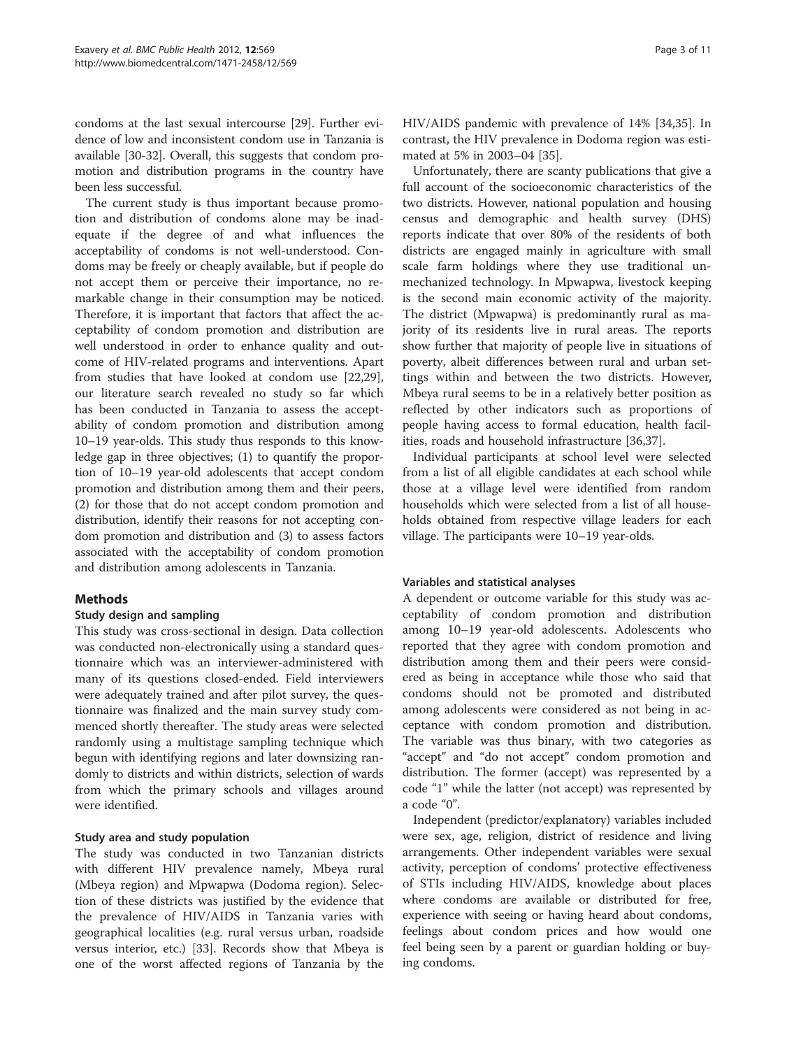condoms at the last sexual intercourse [29]. Further evidence of low and inconsistent condom use in Tanzania is available [30-32]. Overall, this suggests that condom promotion and distribution programs in the country have been less successful.

The current study is thus important because promotion and distribution of condoms alone may be inadequate if the degree of and what influences the acceptability of condoms is not well-understood. Condoms may be freely or cheaply available, but if people do not accept them or perceive their importance, no remarkable change in their consumption may be noticed. Therefore, it is important that factors that affect the acceptability of condom promotion and distribution are well understood in order to enhance quality and outcome of HIV-related programs and interventions. Apart from studies that have looked at condom use [22,29], our literature search revealed no study so far which has been conducted in Tanzania to assess the acceptability of condom promotion and distribution among 10–19 year-olds. This study thus responds to this knowledge gap in three objectives; (1) to quantify the proportion of 10–19 year-old adolescents that accept condom promotion and distribution among them and their peers, (2) for those that do not accept condom promotion and distribution, identify their reasons for not accepting condom promotion and distribution and (3) to assess factors associated with the acceptability of condom promotion and distribution among adolescents in Tanzania.

## Methods

### Study design and sampling

This study was cross-sectional in design. Data collection was conducted non-electronically using a standard questionnaire which was an interviewer-administered with many of its questions closed-ended. Field interviewers were adequately trained and after pilot survey, the questionnaire was finalized and the main survey study commenced shortly thereafter. The study areas were selected randomly using a multistage sampling technique which begun with identifying regions and later downsizing randomly to districts and within districts, selection of wards from which the primary schools and villages around were identified.

### Study area and study population

The study was conducted in two Tanzanian districts with different HIV prevalence namely, Mbeya rural (Mbeya region) and Mpwapwa (Dodoma region). Selection of these districts was justified by the evidence that the prevalence of HIV/AIDS in Tanzania varies with geographical localities (e.g. rural versus urban, roadside versus interior, etc.) [33]. Records show that Mbeya is one of the worst affected regions of Tanzania by the HIV/AIDS pandemic with prevalence of 14% [34,35]. In contrast, the HIV prevalence in Dodoma region was estimated at 5% in 2003–04 [35].

Unfortunately, there are scanty publications that give a full account of the socioeconomic characteristics of the two districts. However, national population and housing census and demographic and health survey (DHS) reports indicate that over 80% of the residents of both districts are engaged mainly in agriculture with small scale farm holdings where they use traditional unmechanized technology. In Mpwapwa, livestock keeping is the second main economic activity of the majority. The district (Mpwapwa) is predominantly rural as majority of its residents live in rural areas. The reports show further that majority of people live in situations of poverty, albeit differences between rural and urban settings within and between the two districts. However, Mbeya rural seems to be in a relatively better position as reflected by other indicators such as proportions of people having access to formal education, health facilities, roads and household infrastructure [36,37].

Individual participants at school level were selected from a list of all eligible candidates at each school while those at a village level were identified from random households which were selected from a list of all households obtained from respective village leaders for each village. The participants were 10–19 year-olds.

### Variables and statistical analyses

A dependent or outcome variable for this study was acceptability of condom promotion and distribution among 10–19 year-old adolescents. Adolescents who reported that they agree with condom promotion and distribution among them and their peers were considered as being in acceptance while those who said that condoms should not be promoted and distributed among adolescents were considered as not being in acceptance with condom promotion and distribution. The variable was thus binary, with two categories as "accept" and "do not accept" condom promotion and distribution. The former (accept) was represented by a code "1" while the latter (not accept) was represented by a code "0".

Independent (predictor/explanatory) variables included were sex, age, religion, district of residence and living arrangements. Other independent variables were sexual activity, perception of condoms' protective effectiveness of STIs including HIV/AIDS, knowledge about places where condoms are available or distributed for free, experience with seeing or having heard about condoms, feelings about condom prices and how would one feel being seen by a parent or guardian holding or buying condoms.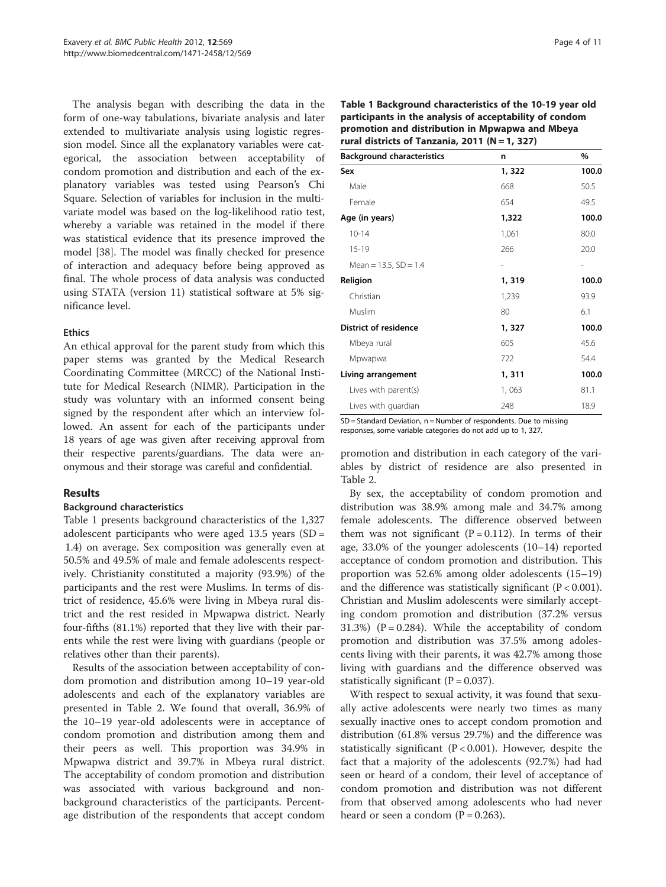The analysis began with describing the data in the form of one-way tabulations, bivariate analysis and later extended to multivariate analysis using logistic regression model. Since all the explanatory variables were categorical, the association between acceptability of condom promotion and distribution and each of the explanatory variables was tested using Pearson's Chi Square. Selection of variables for inclusion in the multivariate model was based on the log-likelihood ratio test, whereby a variable was retained in the model if there was statistical evidence that its presence improved the model [38]. The model was finally checked for presence of interaction and adequacy before being approved as final. The whole process of data analysis was conducted using STATA (version 11) statistical software at 5% significance level.

### Ethics

An ethical approval for the parent study from which this paper stems was granted by the Medical Research Coordinating Committee (MRCC) of the National Institute for Medical Research (NIMR). Participation in the study was voluntary with an informed consent being signed by the respondent after which an interview followed. An assent for each of the participants under 18 years of age was given after receiving approval from their respective parents/guardians. The data were anonymous and their storage was careful and confidential.

## Results

### Background characteristics

Table 1 presents background characteristics of the 1,327 adolescent participants who were aged 13.5 years (SD = 1.4) on average. Sex composition was generally even at 50.5% and 49.5% of male and female adolescents respectively. Christianity constituted a majority (93.9%) of the participants and the rest were Muslims. In terms of district of residence, 45.6% were living in Mbeya rural district and the rest resided in Mpwapwa district. Nearly four-fifths (81.1%) reported that they live with their parents while the rest were living with guardians (people or relatives other than their parents).

**Table 1 Background characteristics of the 10-19 year old participants in the analysis of acceptability of condom promotion and distribution in Mpwapwa and Mbeya rural districts of Tanzania, 2011 (N = 1, 327)**

| Background characteristics | n | % |
|---|---|---|
| **Sex** | **1, 322** | **100.0** |
| Male | 668 | 50.5 |
| Female | 654 | 49.5 |
| **Age (in years)** | **1,322** | **100.0** |
| 10-14 | 1,061 | 80.0 |
| 15-19 | 266 | 20.0 |
| Mean = 13.5, SD = 1.4 | - | - |
| **Religion** | **1, 319** | **100.0** |
| Christian | 1,239 | 93.9 |
| Muslim | 80 | 6.1 |
| **District of residence** | **1, 327** | **100.0** |
| Mbeya rural | 605 | 45.6 |
| Mpwapwa | 722 | 54.4 |
| **Living arrangement** | **1, 311** | **100.0** |
| Lives with parent(s) | 1, 063 | 81.1 |
| Lives with guardian | 248 | 18.9 |

SD = Standard Deviation, n = Number of respondents. Due to missing responses, some variable categories do not add up to 1, 327.

Results of the association between acceptability of condom promotion and distribution among 10–19 year-old adolescents and each of the explanatory variables are presented in Table 2. We found that overall, 36.9% of the 10–19 year-old adolescents were in acceptance of condom promotion and distribution among them and their peers as well. This proportion was 34.9% in Mpwapwa district and 39.7% in Mbeya rural district. The acceptability of condom promotion and distribution was associated with various background and non-background characteristics of the participants. Percentage distribution of the respondents that accept condom promotion and distribution in each category of the variables by district of residence are also presented in Table 2.

By sex, the acceptability of condom promotion and distribution was 38.9% among male and 34.7% among female adolescents. The difference observed between them was not significant ($P = 0.112$). In terms of their age, 33.0% of the younger adolescents (10–14) reported acceptance of condom promotion and distribution. This proportion was 52.6% among older adolescents (15–19) and the difference was statistically significant ($P < 0.001$). Christian and Muslim adolescents were similarly accepting condom promotion and distribution (37.2% versus 31.3%) ($P = 0.284$). While the acceptability of condom promotion and distribution was 37.5% among adolescents living with their parents, it was 42.7% among those living with guardians and the difference observed was statistically significant ($P = 0.037$).

With respect to sexual activity, it was found that sexually active adolescents were nearly two times as many sexually inactive ones to accept condom promotion and distribution (61.8% versus 29.7%) and the difference was statistically significant ($P < 0.001$). However, despite the fact that a majority of the adolescents (92.7%) had had seen or heard of a condom, their level of acceptance of condom promotion and distribution was not different from that observed among adolescents who had never heard or seen a condom ($P = 0.263$).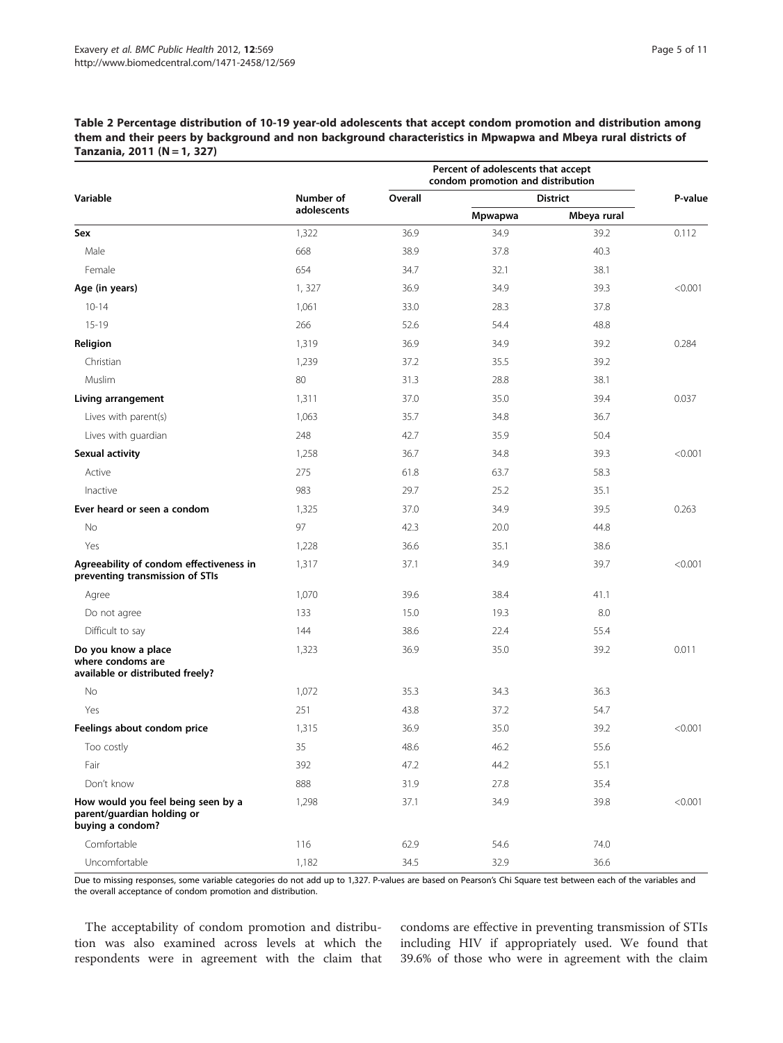**Table 2 Percentage distribution of 10-19 year-old adolescents that accept condom promotion and distribution among them and their peers by background and non background characteristics in Mpwapwa and Mbeya rural districts of Tanzania, 2011 (N = 1, 327)**

| Variable | Number of adolescents | Percent of adolescents that accept condom promotion and distribution | | | P-value |
|---|---|---|---|---|---|
| | | Overall | District | | |
| | | | Mpwapwa | Mbeya rural | |
| **Sex** | 1,322 | 36.9 | 34.9 | 39.2 | 0.112 |
| Male | 668 | 38.9 | 37.8 | 40.3 | |
| Female | 654 | 34.7 | 32.1 | 38.1 | |
| **Age (in years)** | 1, 327 | 36.9 | 34.9 | 39.3 | <0.001 |
| 10-14 | 1,061 | 33.0 | 28.3 | 37.8 | |
| 15-19 | 266 | 52.6 | 54.4 | 48.8 | |
| **Religion** | 1,319 | 36.9 | 34.9 | 39.2 | 0.284 |
| Christian | 1,239 | 37.2 | 35.5 | 39.2 | |
| Muslim | 80 | 31.3 | 28.8 | 38.1 | |
| **Living arrangement** | 1,311 | 37.0 | 35.0 | 39.4 | 0.037 |
| Lives with parent(s) | 1,063 | 35.7 | 34.8 | 36.7 | |
| Lives with guardian | 248 | 42.7 | 35.9 | 50.4 | |
| **Sexual activity** | 1,258 | 36.7 | 34.8 | 39.3 | <0.001 |
| Active | 275 | 61.8 | 63.7 | 58.3 | |
| Inactive | 983 | 29.7 | 25.2 | 35.1 | |
| **Ever heard or seen a condom** | 1,325 | 37.0 | 34.9 | 39.5 | 0.263 |
| No | 97 | 42.3 | 20.0 | 44.8 | |
| Yes | 1,228 | 36.6 | 35.1 | 38.6 | |
| **Agreeability of condom effectiveness in preventing transmission of STIs** | 1,317 | 37.1 | 34.9 | 39.7 | <0.001 |
| Agree | 1,070 | 39.6 | 38.4 | 41.1 | |
| Do not agree | 133 | 15.0 | 19.3 | 8.0 | |
| Difficult to say | 144 | 38.6 | 22.4 | 55.4 | |
| **Do you know a place where condoms are available or distributed freely?** | 1,323 | 36.9 | 35.0 | 39.2 | 0.011 |
| No | 1,072 | 35.3 | 34.3 | 36.3 | |
| Yes | 251 | 43.8 | 37.2 | 54.7 | |
| **Feelings about condom price** | 1,315 | 36.9 | 35.0 | 39.2 | <0.001 |
| Too costly | 35 | 48.6 | 46.2 | 55.6 | |
| Fair | 392 | 47.2 | 44.2 | 55.1 | |
| Don't know | 888 | 31.9 | 27.8 | 35.4 | |
| **How would you feel being seen by a parent/guardian holding or buying a condom?** | 1,298 | 37.1 | 34.9 | 39.8 | <0.001 |
| Comfortable | 116 | 62.9 | 54.6 | 74.0 | |
| Uncomfortable | 1,182 | 34.5 | 32.9 | 36.6 | |

Due to missing responses, some variable categories do not add up to 1,327. P-values are based on Pearson's Chi Square test between each of the variables and the overall acceptance of condom promotion and distribution.

The acceptability of condom promotion and distribution was also examined across levels at which the respondents were in agreement with the claim that condoms are effective in preventing transmission of STIs including HIV if appropriately used. We found that 39.6% of those who were in agreement with the claim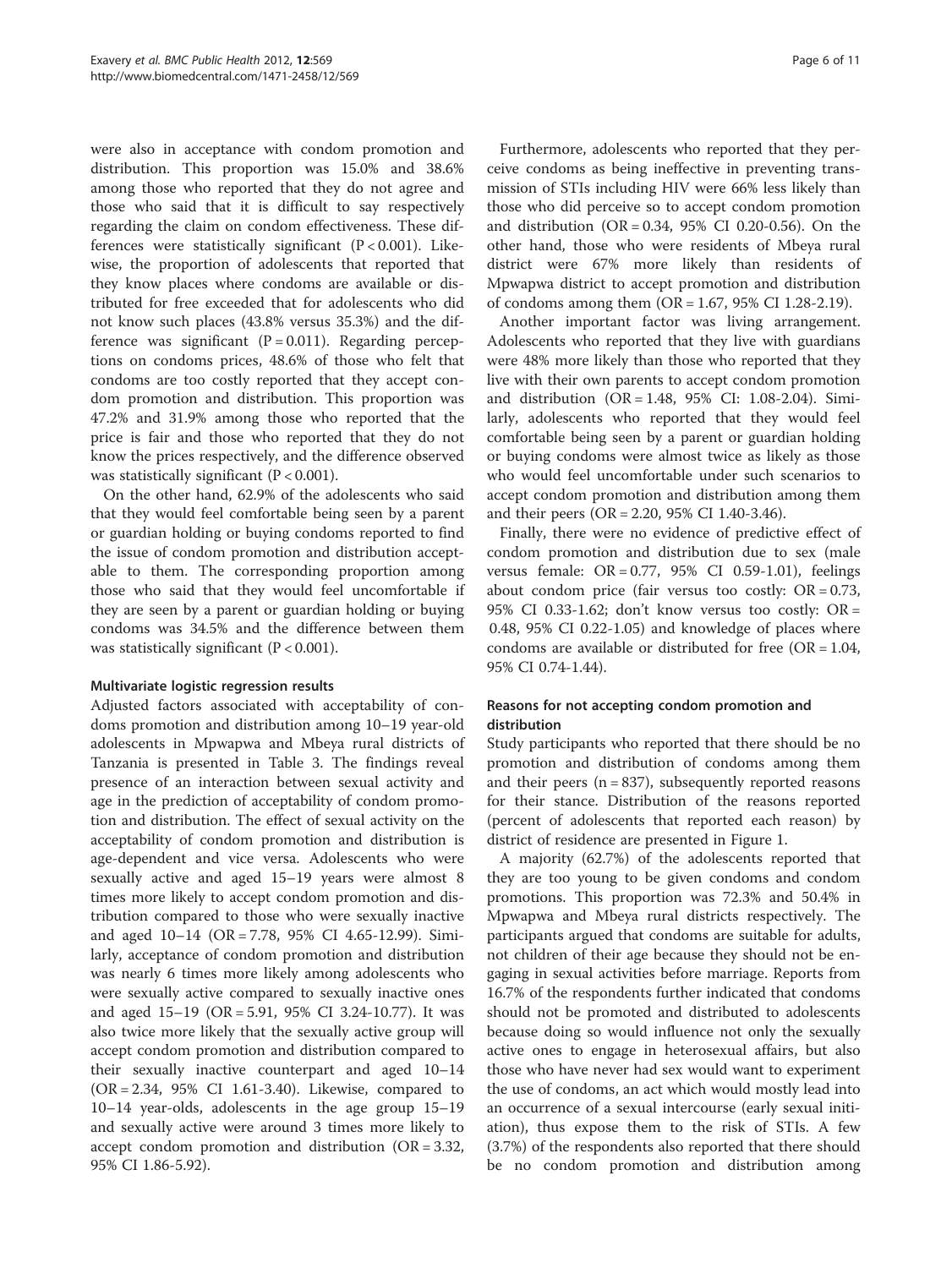were also in acceptance with condom promotion and distribution. This proportion was 15.0% and 38.6% among those who reported that they do not agree and those who said that it is difficult to say respectively regarding the claim on condom effectiveness. These differences were statistically significant ($P < 0.001$). Likewise, the proportion of adolescents that reported that they know places where condoms are available or distributed for free exceeded that for adolescents who did not know such places (43.8% versus 35.3%) and the difference was significant ($P = 0.011$). Regarding perceptions on condoms prices, 48.6% of those who felt that condoms are too costly reported that they accept condom promotion and distribution. This proportion was 47.2% and 31.9% among those who reported that the price is fair and those who reported that they do not know the prices respectively, and the difference observed was statistically significant ($P < 0.001$).

On the other hand, 62.9% of the adolescents who said that they would feel comfortable being seen by a parent or guardian holding or buying condoms reported to find the issue of condom promotion and distribution acceptable to them. The corresponding proportion among those who said that they would feel uncomfortable if they are seen by a parent or guardian holding or buying condoms was 34.5% and the difference between them was statistically significant ($P < 0.001$).

### Multivariate logistic regression results

Adjusted factors associated with acceptability of condoms promotion and distribution among 10–19 year-old adolescents in Mpwapwa and Mbeya rural districts of Tanzania is presented in Table 3. The findings reveal presence of an interaction between sexual activity and age in the prediction of acceptability of condom promotion and distribution. The effect of sexual activity on the acceptability of condom promotion and distribution is age-dependent and vice versa. Adolescents who were sexually active and aged 15–19 years were almost 8 times more likely to accept condom promotion and distribution compared to those who were sexually inactive and aged 10–14 (OR = 7.78, 95% CI 4.65-12.99). Similarly, acceptance of condom promotion and distribution was nearly 6 times more likely among adolescents who were sexually active compared to sexually inactive ones and aged 15–19 (OR = 5.91, 95% CI 3.24-10.77). It was also twice more likely that the sexually active group will accept condom promotion and distribution compared to their sexually inactive counterpart and aged 10–14 (OR = 2.34, 95% CI 1.61-3.40). Likewise, compared to 10–14 year-olds, adolescents in the age group 15–19 and sexually active were around 3 times more likely to accept condom promotion and distribution (OR = 3.32, 95% CI 1.86-5.92).

Furthermore, adolescents who reported that they perceive condoms as being ineffective in preventing transmission of STIs including HIV were 66% less likely than those who did perceive so to accept condom promotion and distribution (OR = 0.34, 95% CI 0.20-0.56). On the other hand, those who were residents of Mbeya rural district were 67% more likely than residents of Mpwapwa district to accept promotion and distribution of condoms among them (OR = 1.67, 95% CI 1.28-2.19).

Another important factor was living arrangement. Adolescents who reported that they live with guardians were 48% more likely than those who reported that they live with their own parents to accept condom promotion and distribution (OR = 1.48, 95% CI: 1.08-2.04). Similarly, adolescents who reported that they would feel comfortable being seen by a parent or guardian holding or buying condoms were almost twice as likely as those who would feel uncomfortable under such scenarios to accept condom promotion and distribution among them and their peers (OR = 2.20, 95% CI 1.40-3.46).

Finally, there were no evidence of predictive effect of condom promotion and distribution due to sex (male versus female: OR = 0.77, 95% CI 0.59-1.01), feelings about condom price (fair versus too costly: OR = 0.73, 95% CI 0.33-1.62; don't know versus too costly: OR = 0.48, 95% CI 0.22-1.05) and knowledge of places where condoms are available or distributed for free (OR = 1.04, 95% CI 0.74-1.44).

### Reasons for not accepting condom promotion and distribution

Study participants who reported that there should be no promotion and distribution of condoms among them and their peers (n = 837), subsequently reported reasons for their stance. Distribution of the reasons reported (percent of adolescents that reported each reason) by district of residence are presented in Figure 1.

A majority (62.7%) of the adolescents reported that they are too young to be given condoms and condom promotions. This proportion was 72.3% and 50.4% in Mpwapwa and Mbeya rural districts respectively. The participants argued that condoms are suitable for adults, not children of their age because they should not be engaging in sexual activities before marriage. Reports from 16.7% of the respondents further indicated that condoms should not be promoted and distributed to adolescents because doing so would influence not only the sexually active ones to engage in heterosexual affairs, but also those who have never had sex would want to experiment the use of condoms, an act which would mostly lead into an occurrence of a sexual intercourse (early sexual initiation), thus expose them to the risk of STIs. A few (3.7%) of the respondents also reported that there should be no condom promotion and distribution among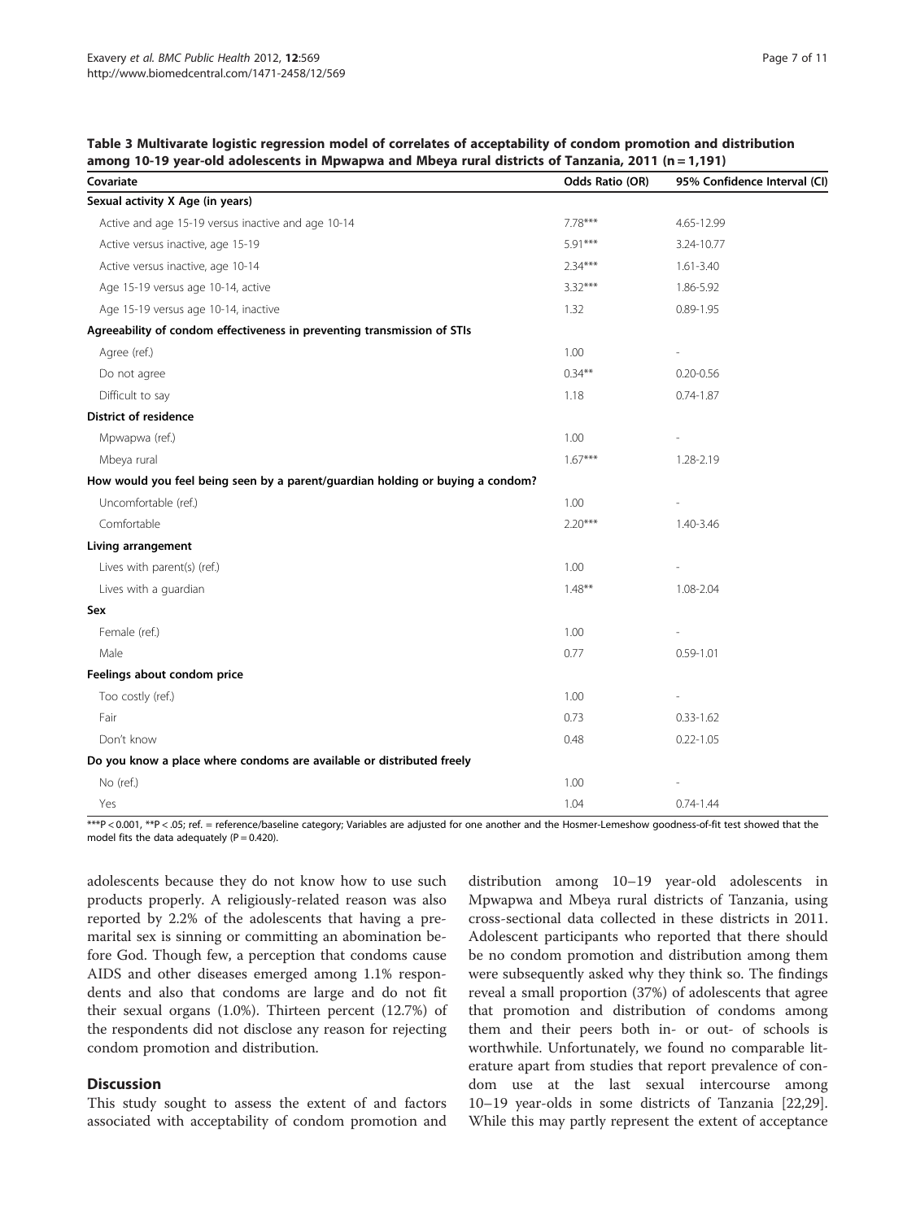**Table 3 Multivarate logistic regression model of correlates of acceptability of condom promotion and distribution among 10-19 year-old adolescents in Mpwapwa and Mbeya rural districts of Tanzania, 2011 (n = 1,191)**

| Covariate | Odds Ratio (OR) | 95% Confidence Interval (CI) |
|---|---|---|
| **Sexual activity X Age (in years)** | | |
| Active and age 15-19 versus inactive and age 10-14 | 7.78*** | 4.65-12.99 |
| Active versus inactive, age 15-19 | 5.91*** | 3.24-10.77 |
| Active versus inactive, age 10-14 | 2.34*** | 1.61-3.40 |
| Age 15-19 versus age 10-14, active | 3.32*** | 1.86-5.92 |
| Age 15-19 versus age 10-14, inactive | 1.32 | 0.89-1.95 |
| **Agreeability of condom effectiveness in preventing transmission of STIs** | | |
| Agree (ref.) | 1.00 | - |
| Do not agree | 0.34** | 0.20-0.56 |
| Difficult to say | 1.18 | 0.74-1.87 |
| **District of residence** | | |
| Mpwapwa (ref.) | 1.00 | - |
| Mbeya rural | 1.67*** | 1.28-2.19 |
| **How would you feel being seen by a parent/guardian holding or buying a condom?** | | |
| Uncomfortable (ref.) | 1.00 | - |
| Comfortable | 2.20*** | 1.40-3.46 |
| **Living arrangement** | | |
| Lives with parent(s) (ref.) | 1.00 | - |
| Lives with a guardian | 1.48** | 1.08-2.04 |
| **Sex** | | |
| Female (ref.) | 1.00 | - |
| Male | 0.77 | 0.59-1.01 |
| **Feelings about condom price** | | |
| Too costly (ref.) | 1.00 | - |
| Fair | 0.73 | 0.33-1.62 |
| Don't know | 0.48 | 0.22-1.05 |
| **Do you know a place where condoms are available or distributed freely** | | |
| No (ref.) | 1.00 | - |
| Yes | 1.04 | 0.74-1.44 |

***P < 0.001, **P < .05; ref. = reference/baseline category; Variables are adjusted for one another and the Hosmer-Lemeshow goodness-of-fit test showed that the model fits the data adequately (P = 0.420).

adolescents because they do not know how to use such products properly. A religiously-related reason was also reported by 2.2% of the adolescents that having a premarital sex is sinning or committing an abomination before God. Though few, a perception that condoms cause AIDS and other diseases emerged among 1.1% respondents and also that condoms are large and do not fit their sexual organs (1.0%). Thirteen percent (12.7%) of the respondents did not disclose any reason for rejecting condom promotion and distribution.

## Discussion

This study sought to assess the extent of and factors associated with acceptability of condom promotion and distribution among 10–19 year-old adolescents in Mpwapwa and Mbeya rural districts of Tanzania, using cross-sectional data collected in these districts in 2011. Adolescent participants who reported that there should be no condom promotion and distribution among them were subsequently asked why they think so. The findings reveal a small proportion (37%) of adolescents that agree that promotion and distribution of condoms among them and their peers both in- or out- of schools is worthwhile. Unfortunately, we found no comparable literature apart from studies that report prevalence of condom use at the last sexual intercourse among 10–19 year-olds in some districts of Tanzania [22,29]. While this may partly represent the extent of acceptance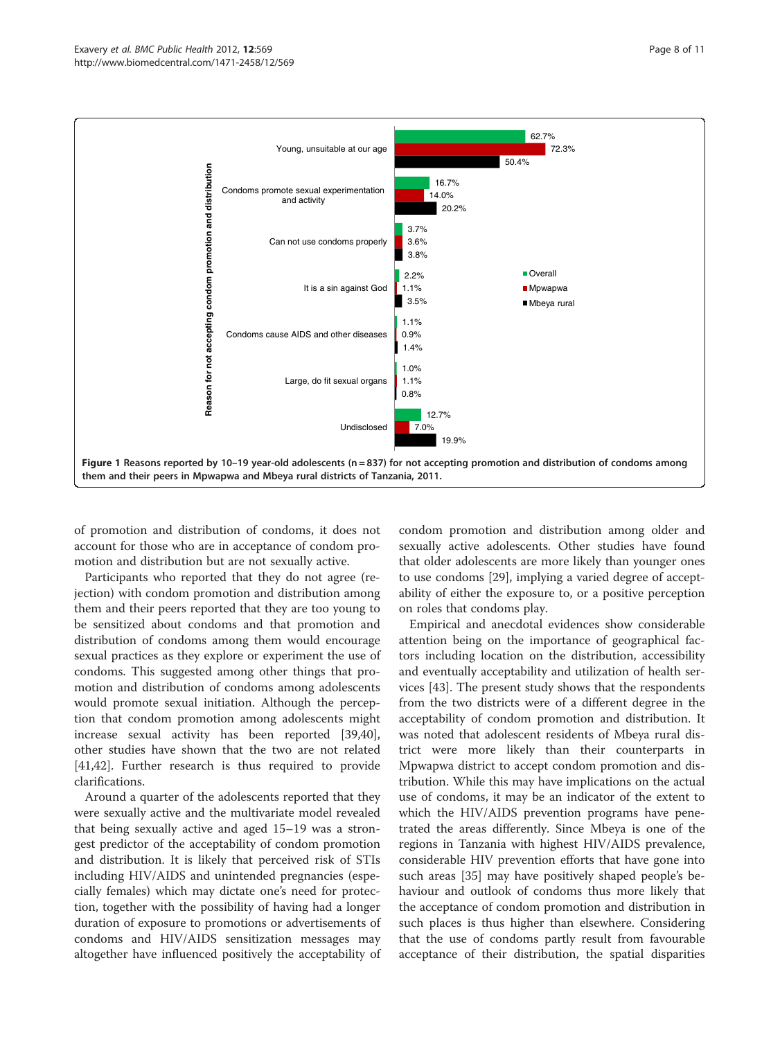| Reason for not accepting condom promotion and distribution | Overall | Mpwapwa | Mbeya rural |
|---|---|---|---|
| Young, unsuitable at our age | 62.7% | 72.3% | 50.4% |
| Condoms promote sexual experimentation and activity | 16.7% | 14.0% | 20.2% |
| Can not use condoms properly | 3.7% | 3.6% | 3.8% |
| It is a sin against God | 2.2% | 1.1% | 3.5% |
| Condoms cause AIDS and other diseases | 1.1% | 0.9% | 1.4% |
| Large, do fit sexual organs | 1.0% | 1.1% | 0.8% |
| Undisclosed | 12.7% | 7.0% | 19.9% |

**Figure 1 Reasons reported by 10–19 year-old adolescents (n = 837) for not accepting promotion and distribution of condoms among them and their peers in Mpwapwa and Mbeya rural districts of Tanzania, 2011.**

of promotion and distribution of condoms, it does not account for those who are in acceptance of condom promotion and distribution but are not sexually active.

Participants who reported that they do not agree (rejection) with condom promotion and distribution among them and their peers reported that they are too young to be sensitized about condoms and that promotion and distribution of condoms among them would encourage sexual practices as they explore or experiment the use of condoms. This suggested among other things that promotion and distribution of condoms among adolescents would promote sexual initiation. Although the perception that condom promotion among adolescents might increase sexual activity has been reported [39,40], other studies have shown that the two are not related [41,42]. Further research is thus required to provide clarifications.

Around a quarter of the adolescents reported that they were sexually active and the multivariate model revealed that being sexually active and aged 15–19 was a strongest predictor of the acceptability of condom promotion and distribution. It is likely that perceived risk of STIs including HIV/AIDS and unintended pregnancies (especially females) which may dictate one's need for protection, together with the possibility of having had a longer duration of exposure to promotions or advertisements of condoms and HIV/AIDS sensitization messages may altogether have influenced positively the acceptability of condom promotion and distribution among older and sexually active adolescents. Other studies have found that older adolescents are more likely than younger ones to use condoms [29], implying a varied degree of acceptability of either the exposure to, or a positive perception on roles that condoms play.

Empirical and anecdotal evidences show considerable attention being on the importance of geographical factors including location on the distribution, accessibility and eventually acceptability and utilization of health services [43]. The present study shows that the respondents from the two districts were of a different degree in the acceptability of condom promotion and distribution. It was noted that adolescent residents of Mbeya rural district were more likely than their counterparts in Mpwapwa district to accept condom promotion and distribution. While this may have implications on the actual use of condoms, it may be an indicator of the extent to which the HIV/AIDS prevention programs have penetrated the areas differently. Since Mbeya is one of the regions in Tanzania with highest HIV/AIDS prevalence, considerable HIV prevention efforts that have gone into such areas [35] may have positively shaped people's behaviour and outlook of condoms thus more likely that the acceptance of condom promotion and distribution in such places is thus higher than elsewhere. Considering that the use of condoms partly result from favourable acceptance of their distribution, the spatial disparities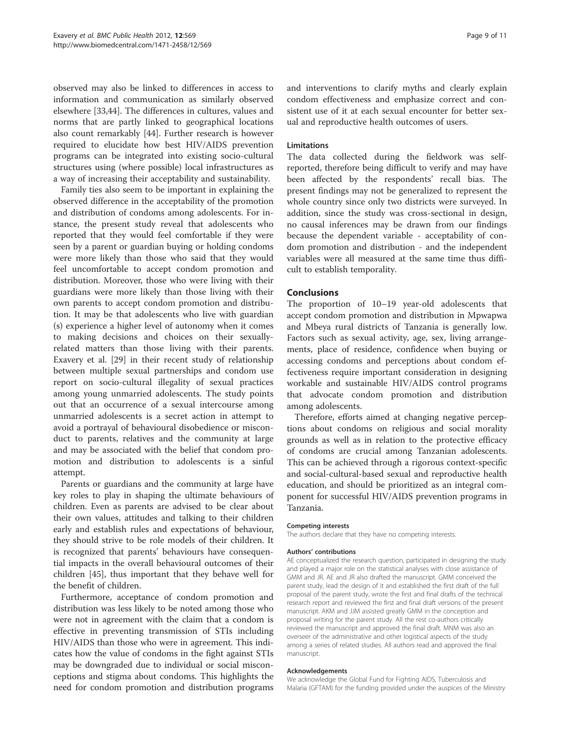observed may also be linked to differences in access to information and communication as similarly observed elsewhere [33,44]. The differences in cultures, values and norms that are partly linked to geographical locations also count remarkably [44]. Further research is however required to elucidate how best HIV/AIDS prevention programs can be integrated into existing socio-cultural structures using (where possible) local infrastructures as a way of increasing their acceptability and sustainability.

Family ties also seem to be important in explaining the observed difference in the acceptability of the promotion and distribution of condoms among adolescents. For instance, the present study reveal that adolescents who reported that they would feel comfortable if they were seen by a parent or guardian buying or holding condoms were more likely than those who said that they would feel uncomfortable to accept condom promotion and distribution. Moreover, those who were living with their guardians were more likely than those living with their own parents to accept condom promotion and distribution. It may be that adolescents who live with guardian (s) experience a higher level of autonomy when it comes to making decisions and choices on their sexually-related matters than those living with their parents. Exavery et al. [29] in their recent study of relationship between multiple sexual partnerships and condom use report on socio-cultural illegality of sexual practices among young unmarried adolescents. The study points out that an occurrence of a sexual intercourse among unmarried adolescents is a secret action in attempt to avoid a portrayal of behavioural disobedience or misconduct to parents, relatives and the community at large and may be associated with the belief that condom promotion and distribution to adolescents is a sinful attempt.

Parents or guardians and the community at large have key roles to play in shaping the ultimate behaviours of children. Even as parents are advised to be clear about their own values, attitudes and talking to their children early and establish rules and expectations of behaviour, they should strive to be role models of their children. It is recognized that parents' behaviours have consequential impacts in the overall behavioural outcomes of their children [45], thus important that they behave well for the benefit of children.

Furthermore, acceptance of condom promotion and distribution was less likely to be noted among those who were not in agreement with the claim that a condom is effective in preventing transmission of STIs including HIV/AIDS than those who were in agreement. This indicates how the value of condoms in the fight against STIs may be downgraded due to individual or social misconceptions and stigma about condoms. This highlights the need for condom promotion and distribution programs and interventions to clarify myths and clearly explain condom effectiveness and emphasize correct and consistent use of it at each sexual encounter for better sexual and reproductive health outcomes of users.

### Limitations

The data collected during the fieldwork was self-reported, therefore being difficult to verify and may have been affected by the respondents' recall bias. The present findings may not be generalized to represent the whole country since only two districts were surveyed. In addition, since the study was cross-sectional in design, no causal inferences may be drawn from our findings because the dependent variable - acceptability of condom promotion and distribution - and the independent variables were all measured at the same time thus difficult to establish temporality.

## Conclusions

The proportion of 10–19 year-old adolescents that accept condom promotion and distribution in Mpwapwa and Mbeya rural districts of Tanzania is generally low. Factors such as sexual activity, age, sex, living arrangements, place of residence, confidence when buying or accessing condoms and perceptions about condom effectiveness require important consideration in designing workable and sustainable HIV/AIDS control programs that advocate condom promotion and distribution among adolescents.

Therefore, efforts aimed at changing negative perceptions about condoms on religious and social morality grounds as well as in relation to the protective efficacy of condoms are crucial among Tanzanian adolescents. This can be achieved through a rigorous context-specific and social-cultural-based sexual and reproductive health education, and should be prioritized as an integral component for successful HIV/AIDS prevention programs in Tanzania.

#### Competing interests

The authors declare that they have no competing interests.

#### Authors' contributions

AE conceptualized the research question, participated in designing the study and played a major role on the statistical analyses with close assistance of GMM and JR. AE and JR also drafted the manuscript. GMM conceived the parent study, lead the design of it and established the first draft of the full proposal of the parent study, wrote the first and final drafts of the technical research report and reviewed the first and final draft versions of the present manuscript. AKM and JJM assisted greatly GMM in the conception and proposal writing for the parent study. All the rest co-authors critically reviewed the manuscript and approved the final draft. MNM was also an overseer of the administrative and other logistical aspects of the study among a series of related studies. All authors read and approved the final manuscript.

#### Acknowledgements

We acknowledge the Global Fund for Fighting AIDS, Tuberculosis and Malaria (GFTAM) for the funding provided under the auspices of the Ministry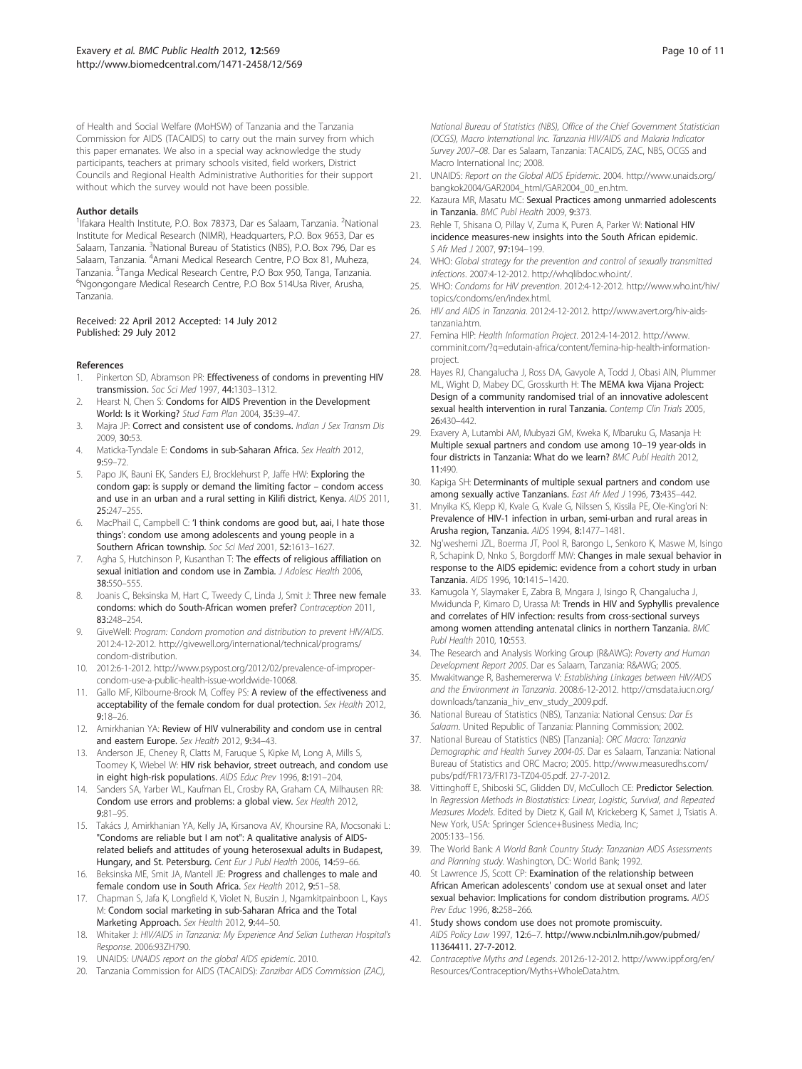of Health and Social Welfare (MoHSW) of Tanzania and the Tanzania Commission for AIDS (TACAIDS) to carry out the main survey from which this paper emanates. We also in a special way acknowledge the study participants, teachers at primary schools visited, field workers, District Councils and Regional Health Administrative Authorities for their support without which the survey would not have been possible.

#### Author details

[1]Ifakara Health Institute, P.O. Box 78373, Dar es Salaam, Tanzania. [2]National Institute for Medical Research (NIMR), Headquarters, P.O. Box 9653, Dar es Salaam, Tanzania. [3]National Bureau of Statistics (NBS), P.O. Box 796, Dar es Salaam, Tanzania. [4]Amani Medical Research Centre, P.O Box 81, Muheza, Tanzania. [5]Tanga Medical Research Centre, P.O Box 950, Tanga, Tanzania. [6]Ngongongare Medical Research Centre, P.O Box 514Usa River, Arusha, Tanzania.

Received: 22 April 2012 Accepted: 14 July 2012
Published: 29 July 2012

#### References

1. Pinkerton SD, Abramson PR: **Effectiveness of condoms in preventing HIV transmission.** *Soc Sci Med* 1997, **44:**1303–1312.
2. Hearst N, Chen S: **Condoms for AIDS Prevention in the Development World: Is it Working?** *Stud Fam Plan* 2004, **35:**39–47.
3. Majra JP: **Correct and consistent use of condoms.** *Indian J Sex Transm Dis* 2009, **30:**53.
4. Maticka-Tyndale E: **Condoms in sub-Saharan Africa.** *Sex Health* 2012, **9:**59–72.
5. Papo JK, Bauni EK, Sanders EJ, Brocklehurst P, Jaffe HW: **Exploring the condom gap: is supply or demand the limiting factor – condom access and use in an urban and a rural setting in Kilifi district, Kenya.** *AIDS* 2011, **25:**247–255.
6. MacPhail C, Campbell C: **'I think condoms are good but, aai, I hate those things': condom use among adolescents and young people in a Southern African township.** *Soc Sci Med* 2001, **52:**1613–1627.
7. Agha S, Hutchinson P, Kusanthan T: **The effects of religious affiliation on sexual initiation and condom use in Zambia.** *J Adolesc Health* 2006, **38:**550–555.
8. Joanis C, Beksinska M, Hart C, Tweedy C, Linda J, Smit J: **Three new female condoms: which do South-African women prefer?** *Contraception* 2011, **83:**248–254.
9. GiveWell: *Program: Condom promotion and distribution to prevent HIV/AIDS*. 2012:4-12-2012. http://givewell.org/international/technical/programs/condom-distribution.
10. 2012:6-1-2012. http://www.psypost.org/2012/02/prevalence-of-improper-condom-use-a-public-health-issue-worldwide-10068.
11. Gallo MF, Kilbourne-Brook M, Coffey PS: **A review of the effectiveness and acceptability of the female condom for dual protection.** *Sex Health* 2012, **9:**18–26.
12. Amirkhanian YA: **Review of HIV vulnerability and condom use in central and eastern Europe.** *Sex Health* 2012, **9:**34–43.
13. Anderson JE, Cheney R, Clatts M, Faruque S, Kipke M, Long A, Mills S, Toomey K, Wiebel W: **HIV risk behavior, street outreach, and condom use in eight high-risk populations.** *AIDS Educ Prev* 1996, **8:**191–204.
14. Sanders SA, Yarber WL, Kaufman EL, Crosby RA, Graham CA, Milhausen RR: **Condom use errors and problems: a global view.** *Sex Health* 2012, **9:**81–95.
15. Takács J, Amirkhanian YA, Kelly JA, Kirsanova AV, Khoursine RA, Mocsonaki L: **"Condoms are reliable but I am not": A qualitative analysis of AIDS-related beliefs and attitudes of young heterosexual adults in Budapest, Hungary, and St. Petersburg.** *Cent Eur J Publ Health* 2006, **14:**59–66.
16. Beksinska ME, Smit JA, Mantell JE: **Progress and challenges to male and female condom use in South Africa.** *Sex Health* 2012, **9:**51–58.
17. Chapman S, Jafa K, Longfield K, Violet N, Buszin J, Ngamkitpainboon L, Kays M: **Condom social marketing in sub-Saharan Africa and the Total Marketing Approach.** *Sex Health* 2012, **9:**44–50.
18. Whitaker J: *HIV/AIDS in Tanzania: My Experience And Selian Lutheran Hospital's Response*. 2006:93ZH790.
19. UNAIDS: *UNAIDS report on the global AIDS epidemic*. 2010.
20. Tanzania Commission for AIDS (TACAIDS): *Zanzibar AIDS Commission (ZAC), National Bureau of Statistics (NBS), Office of the Chief Government Statistician (OCGS), Macro International Inc. Tanzania HIV/AIDS and Malaria Indicator Survey 2007–08*. Dar es Salaam, Tanzania: TACAIDS, ZAC, NBS, OCGS and Macro International Inc; 2008.
21. UNAIDS: *Report on the Global AIDS Epidemic*. 2004. http://www.unaids.org/bangkok2004/GAR2004_html/GAR2004_00_en.htm.
22. Kazaura MR, Masatu MC: **Sexual Practices among unmarried adolescents in Tanzania.** *BMC Publ Health* 2009, **9:**373.
23. Rehle T, Shisana O, Pillay V, Zuma K, Puren A, Parker W: **National HIV incidence measures-new insights into the South African epidemic.** *S Afr Med J* 2007, **97:**194–199.
24. WHO: *Global strategy for the prevention and control of sexually transmitted infections*. 2007:4-12-2012. http://whqlibdoc.who.int/.
25. WHO: *Condoms for HIV prevention*. 2012:4-12-2012. http://www.who.int/hiv/topics/condoms/en/index.html.
26. *HIV and AIDS in Tanzania*. 2012:4-12-2012. http://www.avert.org/hiv-aids-tanzania.htm.
27. Femina HIP: *Health Information Project*. 2012:4-14-2012. http://www.comminit.com/?q=edutain-africa/content/femina-hip-health-information-project.
28. Hayes RJ, Changalucha J, Ross DA, Gavyole A, Todd J, Obasi AIN, Plummer ML, Wight D, Mabey DC, Grosskurth H: **The MEMA kwa Vijana Project: Design of a community randomised trial of an innovative adolescent sexual health intervention in rural Tanzania.** *Contemp Clin Trials* 2005, **26:**430–442.
29. Exavery A, Lutambi AM, Mubyazi GM, Kweka K, Mbaruku G, Masanja H: **Multiple sexual partners and condom use among 10–19 year-olds in four districts in Tanzania: What do we learn?** *BMC Publ Health* 2012, **11:**490.
30. Kapiga SH: **Determinants of multiple sexual partners and condom use among sexually active Tanzanians.** *East Afr Med J* 1996, **73:**435–442.
31. Mnyika KS, Klepp KI, Kvale G, Kvale G, Nilssen S, Kissila PE, Ole-King'ori N: **Prevalence of HIV-1 infection in urban, semi-urban and rural areas in Arusha region, Tanzania.** *AIDS* 1994, **8:**1477–1481.
32. Ng'weshemi JZL, Boerma JT, Pool R, Barongo L, Senkoro K, Maswe M, Isingo R, Schapink D, Nnko S, Borgdorff MW: **Changes in male sexual behavior in response to the AIDS epidemic: evidence from a cohort study in urban Tanzania.** *AIDS* 1996, **10:**1415–1420.
33. Kamugola Y, Slaymaker E, Zabra B, Mngara J, Isingo R, Changalucha J, Mwidunda P, Kimaro D, Urassa M: **Trends in HIV and Syphyllis prevalence and correlates of HIV infection: results from cross-sectional surveys among women attending antenatal clinics in northern Tanzania.** *BMC Publ Health* 2010, **10:**553.
34. The Research and Analysis Working Group (R&AWG): *Poverty and Human Development Report 2005*. Dar es Salaam, Tanzania: R&AWG; 2005.
35. Mwakitwange R, Bashemererwa V: *Establishing Linkages between HIV/AIDS and the Environment in Tanzania*. 2008:6-12-2012. http://cmsdata.iucn.org/downloads/tanzania_hiv_env_study_2009.pdf.
36. National Bureau of Statistics (NBS), Tanzania: National Census: *Dar Es Salaam*. United Republic of Tanzania: Planning Commission; 2002.
37. National Bureau of Statistics (NBS) [Tanzania]: *ORC Macro: Tanzania Demographic and Health Survey 2004-05*. Dar es Salaam, Tanzania: National Bureau of Statistics and ORC Macro; 2005. http://www.measuredhs.com/pubs/pdf/FR173/FR173-TZ04-05.pdf. 27-7-2012.
38. Vittinghoff E, Shiboski SC, Glidden DV, McCulloch CE: **Predictor Selection.** In *Regression Methods in Biostatistics: Linear, Logistic, Survival, and Repeated Measures Models*. Edited by Dietz K, Gail M, Krickeberg K, Samet J, Tsiatis A. New York, USA: Springer Science+Business Media, Inc; 2005:133–156.
39. The World Bank: *A World Bank Country Study: Tanzanian AIDS Assessments and Planning study*. Washington, DC: World Bank; 1992.
40. St Lawrence JS, Scott CP: **Examination of the relationship between African American adolescents' condom use at sexual onset and later sexual behavior: Implications for condom distribution programs.** *AIDS Prev Educ* 1996, **8:**258–266.
41. **Study shows condom use does not promote promiscuity.** *AIDS Policy Law* 1997, **12:**6–7. http://www.ncbi.nlm.nih.gov/pubmed/11364411. 27-7-2012.
42. *Contraceptive Myths and Legends*. 2012:6-12-2012. http://www.ippf.org/en/Resources/Contraception/Myths+WholeData.htm.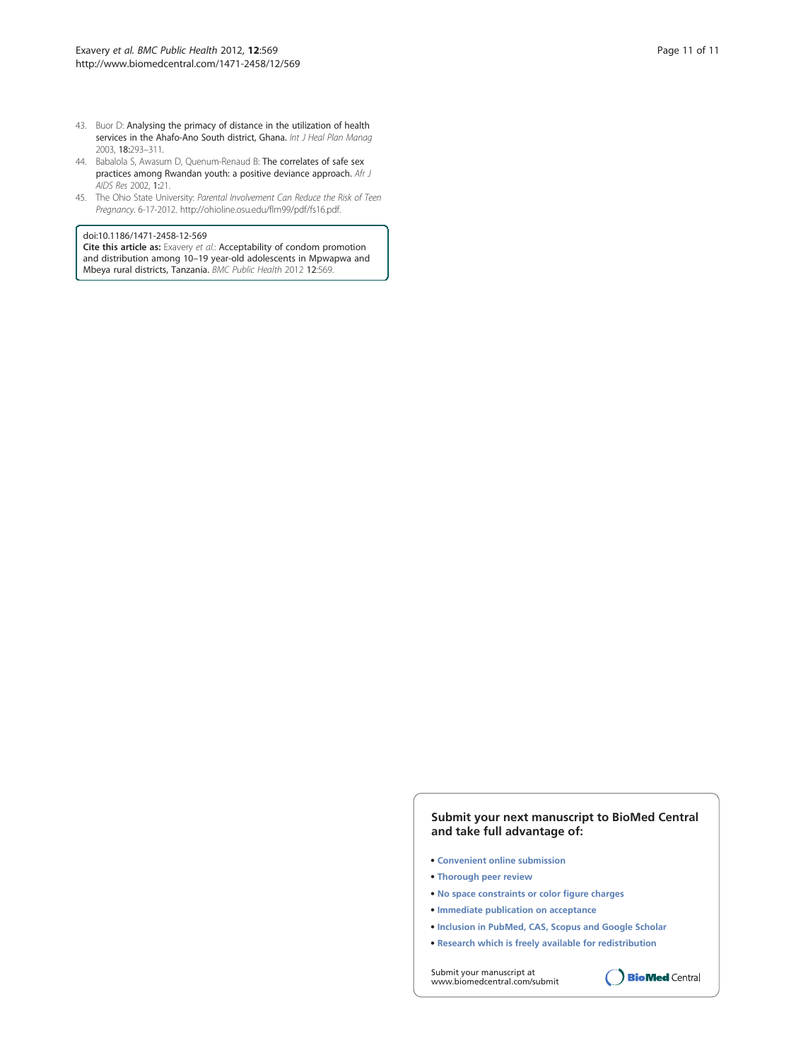43. Buor D: **Analysing the primacy of distance in the utilization of health services in the Ahafo-Ano South district, Ghana.** *Int J Heal Plan Manag* 2003, **18:**293–311.
44. Babalola S, Awasum D, Quenum-Renaud B: **The correlates of safe sex practices among Rwandan youth: a positive deviance approach.** *Afr J AIDS Res* 2002, **1:**21.
45. The Ohio State University: *Parental Involvement Can Reduce the Risk of Teen Pregnancy*. 6-17-2012. http://ohioline.osu.edu/flm99/pdf/fs16.pdf.

doi:10.1186/1471-2458-12-569
**Cite this article as:** Exavery *et al.*: Acceptability of condom promotion and distribution among 10–19 year-old adolescents in Mpwapwa and Mbeya rural districts, Tanzania. *BMC Public Health* 2012 **12**:569.

**Submit your next manuscript to BioMed Central and take full advantage of:**

- **Convenient online submission**
- **Thorough peer review**
- **No space constraints or color figure charges**
- **Immediate publication on acceptance**
- **Inclusion in PubMed, CAS, Scopus and Google Scholar**
- **Research which is freely available for redistribution**

Submit your manuscript at
www.biomedcentral.com/submit

BioMed Central